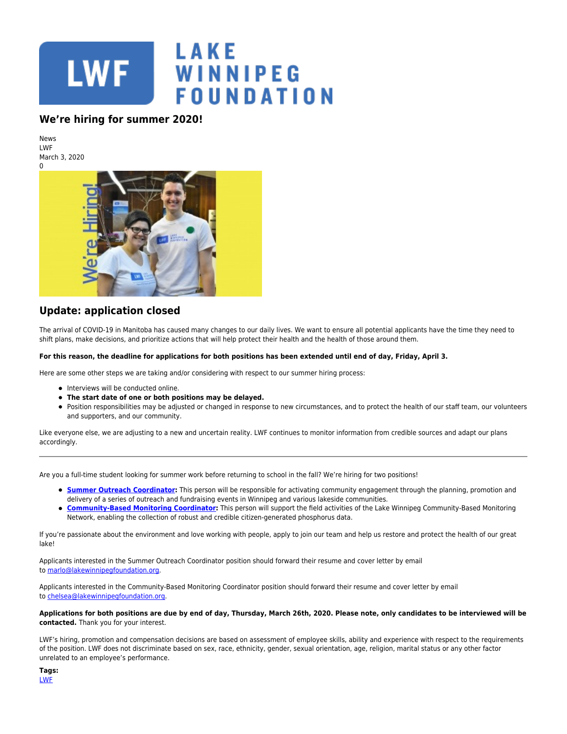# LAKE WINNIPEG FOUNDATION

## We're hiring for summer 2020!

News
LWF
March 3, 2020
0

## Update: application closed

The arrival of COVID-19 in Manitoba has caused many changes to our daily lives. We want to ensure all potential applicants have the time they need to shift plans, make decisions, and prioritize actions that will help protect their health and the health of those around them.

**For this reason, the deadline for applications for both positions has been extended until end of day, Friday, April 3.**

Here are some other steps we are taking and/or considering with respect to our summer hiring process:

- Interviews will be conducted online.
- **The start date of one or both positions may be delayed.**
- Position responsibilities may be adjusted or changed in response to new circumstances, and to protect the health of our staff team, our volunteers and supporters, and our community.

Like everyone else, we are adjusting to a new and uncertain reality. LWF continues to monitor information from credible sources and adapt our plans accordingly.

---

Are you a full-time student looking for summer work before returning to school in the fall? We're hiring for two positions!

- **Summer Outreach Coordinator:** This person will be responsible for activating community engagement through the planning, promotion and delivery of a series of outreach and fundraising events in Winnipeg and various lakeside communities.
- **Community-Based Monitoring Coordinator:** This person will support the field activities of the Lake Winnipeg Community-Based Monitoring Network, enabling the collection of robust and credible citizen-generated phosphorus data.

If you're passionate about the environment and love working with people, apply to join our team and help us restore and protect the health of our great lake!

Applicants interested in the Summer Outreach Coordinator position should forward their resume and cover letter by email to marlo@lakewinnipegfoundation.org.

Applicants interested in the Community-Based Monitoring Coordinator position should forward their resume and cover letter by email to chelsea@lakewinnipegfoundation.org.

**Applications for both positions are due by end of day, Thursday, March 26th, 2020. Please note, only candidates to be interviewed will be contacted.** Thank you for your interest.

LWF's hiring, promotion and compensation decisions are based on assessment of employee skills, ability and experience with respect to the requirements of the position. LWF does not discriminate based on sex, race, ethnicity, gender, sexual orientation, age, religion, marital status or any other factor unrelated to an employee's performance.

**Tags:**
LWF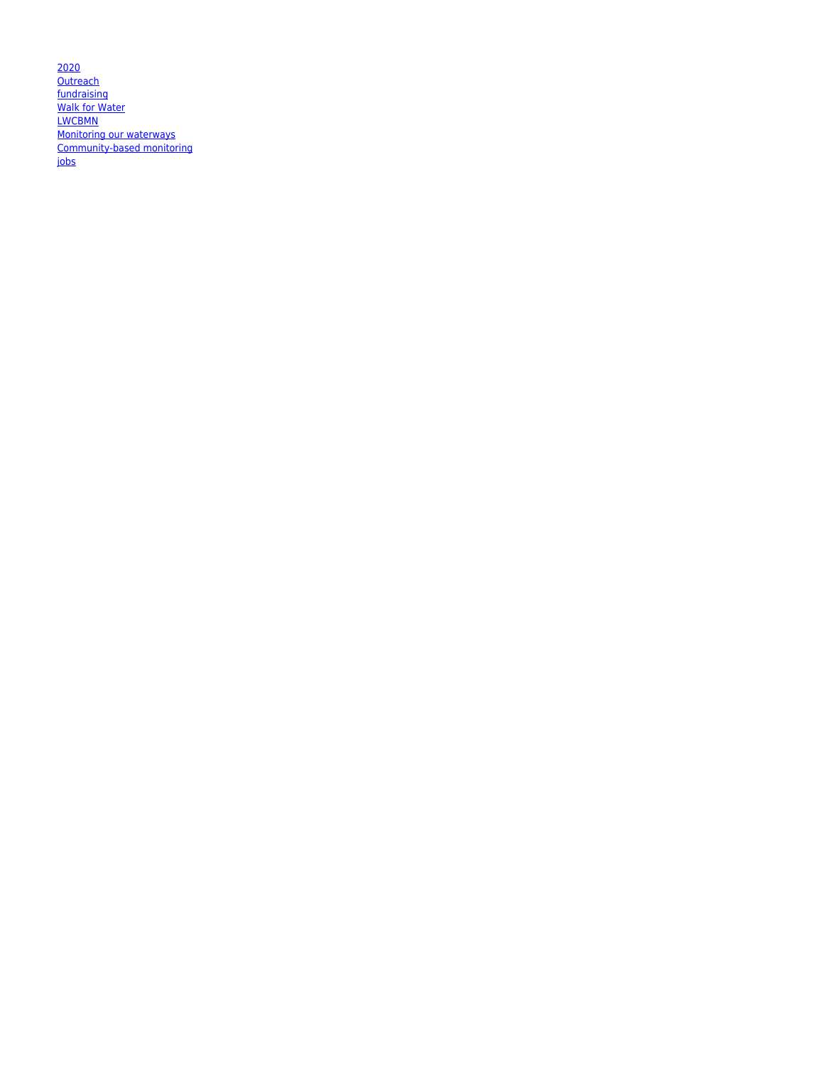2020
Outreach
fundraising
Walk for Water
LWCBMN
Monitoring our waterways
Community-based monitoring
jobs